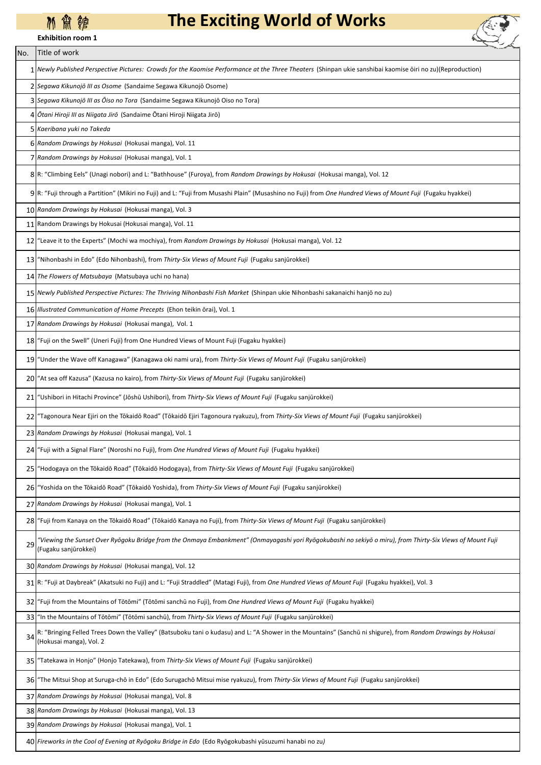# The Exciting World of Works

**Exhibition room 1**

| No. | Title of work |
|---|---|
| 1 | *Newly Published Perspective Pictures: Crowds for the Kaomise Performance at the Three Theaters* (Shinpan ukie sanshibai kaomise ōiri no zu)(Reproduction) |
| 2 | *Segawa Kikunojō III as Osome* (Sandaime Segawa Kikunojō Osome) |
| 3 | *Segawa Kikunojō III as Ōiso no Tora* (Sandaime Segawa Kikunojō Oiso no Tora) |
| 4 | *Ōtani Hiroji III as Niigata Jirō* (Sandaime Ōtani Hiroji Niigata Jirō) |
| 5 | *Kaeribana yuki no Takeda* |
| 6 | *Random Drawings by Hokusai* (Hokusai manga), Vol. 11 |
| 7 | *Random Drawings by Hokusai* (Hokusai manga), Vol. 1 |
| 8 | R: "Climbing Eels" (Unagi nobori) and L: "Bathhouse" (Furoya), from *Random Drawings by Hokusai* (Hokusai manga), Vol. 12 |
| 9 | R: "Fuji through a Partition" (Mikiri no Fuji) and L: "Fuji from Musashi Plain" (Musashino no Fuji) from *One Hundred Views of Mount Fuji* (Fugaku hyakkei) |
| 10 | *Random Drawings by Hokusai* (Hokusai manga), Vol. 3 |
| 11 | Random Drawings by Hokusai (Hokusai manga), Vol. 11 |
| 12 | "Leave it to the Experts" (Mochi wa mochiya), from *Random Drawings by Hokusai* (Hokusai manga), Vol. 12 |
| 13 | "Nihonbashi in Edo" (Edo Nihonbashi), from *Thirty-Six Views of Mount Fuji* (Fugaku sanjūrokkei) |
| 14 | *The Flowers of Matsubaya* (Matsubaya uchi no hana) |
| 15 | *Newly Published Perspective Pictures: The Thriving Nihonbashi Fish Market* (Shinpan ukie Nihonbashi sakanaichi hanjō no zu) |
| 16 | *Illustrated Communication of Home Precepts* (Ehon teikin ōrai), Vol. 1 |
| 17 | *Random Drawings by Hokusai* (Hokusai manga), Vol. 1 |
| 18 | "Fuji on the Swell" (Uneri Fuji) from One Hundred Views of Mount Fuji (Fugaku hyakkei) |
| 19 | "Under the Wave off Kanagawa" (Kanagawa oki nami ura), from *Thirty-Six Views of Mount Fuji* (Fugaku sanjūrokkei) |
| 20 | "At sea off Kazusa" (Kazusa no kairo), from *Thirty-Six Views of Mount Fuji* (Fugaku sanjūrokkei) |
| 21 | "Ushibori in Hitachi Province" (Jōshū Ushibori), from *Thirty-Six Views of Mount Fuji* (Fugaku sanjūrokkei) |
| 22 | "Tagonoura Near Ejiri on the Tōkaidō Road" (Tōkaidō Ejiri Tagonoura ryakuzu), from *Thirty-Six Views of Mount Fuji* (Fugaku sanjūrokkei) |
| 23 | *Random Drawings by Hokusai* (Hokusai manga), Vol. 1 |
| 24 | "Fuji with a Signal Flare" (Noroshi no Fuji), from *One Hundred Views of Mount Fuji* (Fugaku hyakkei) |
| 25 | "Hodogaya on the Tōkaidō Road" (Tōkaidō Hodogaya), from *Thirty-Six Views of Mount Fuji* (Fugaku sanjūrokkei) |
| 26 | "Yoshida on the Tōkaidō Road" (Tōkaidō Yoshida), from *Thirty-Six Views of Mount Fuji* (Fugaku sanjūrokkei) |
| 27 | *Random Drawings by Hokusai* (Hokusai manga), Vol. 1 |
| 28 | "Fuji from Kanaya on the Tōkaidō Road" (Tōkaidō Kanaya no Fuji), from *Thirty-Six Views of Mount Fuji* (Fugaku sanjūrokkei) |
| 29 | *"Viewing the Sunset Over Ryōgoku Bridge from the Onmaya Embankment" (Onmayagashi yori Ryōgokubashi no sekiyō o miru), from Thirty-Six Views of Mount Fuji* (Fugaku sanjūrokkei) |
| 30 | *Random Drawings by Hokusai* (Hokusai manga), Vol. 12 |
| 31 | R: "Fuji at Daybreak" (Akatsuki no Fuji) and L: "Fuji Straddled" (Matagi Fuji), from *One Hundred Views of Mount Fuji* (Fugaku hyakkei), Vol. 3 |
| 32 | "Fuji from the Mountains of Tōtōmi" (Tōtōmi sanchū no Fuji), from *One Hundred Views of Mount Fuji* (Fugaku hyakkei) |
| 33 | "In the Mountains of Tōtōmi" (Tōtōmi sanchū), from *Thirty-Six Views of Mount Fuji* (Fugaku sanjūrokkei) |
| 34 | R: "Bringing Felled Trees Down the Valley" (Batsuboku tani o kudasu) and L: "A Shower in the Mountains" (Sanchū ni shigure), from *Random Drawings by Hokusai* (Hokusai manga), Vol. 2 |
| 35 | "Tatekawa in Honjo" (Honjo Tatekawa), from *Thirty-Six Views of Mount Fuji* (Fugaku sanjūrokkei) |
| 36 | "The Mitsui Shop at Suruga-chō in Edo" (Edo Surugachō Mitsui mise ryakuzu), from *Thirty-Six Views of Mount Fuji* (Fugaku sanjūrokkei) |
| 37 | *Random Drawings by Hokusai* (Hokusai manga), Vol. 8 |
| 38 | *Random Drawings by Hokusai* (Hokusai manga), Vol. 13 |
| 39 | *Random Drawings by Hokusai* (Hokusai manga), Vol. 1 |
| 40 | *Fireworks in the Cool of Evening at Ryōgoku Bridge in Edo* (Edo Ryōgokubashi yūsuzumi hanabi no zu) |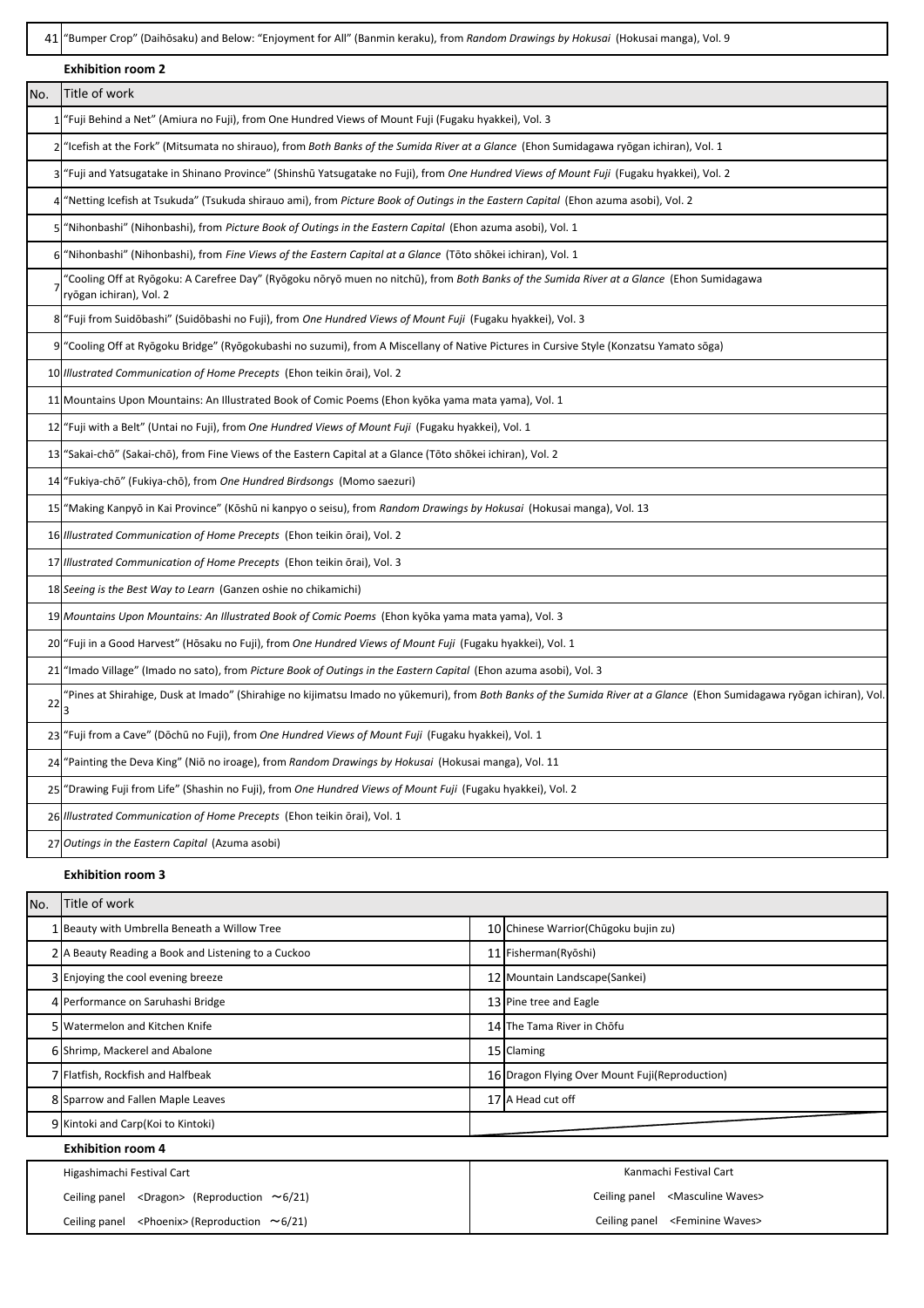| | |
|---|---|
| 41 | "Bumper Crop" (Daihōsaku) and Below: "Enjoyment for All" (Banmin keraku), from *Random Drawings by Hokusai* (Hokusai manga), Vol. 9 |

**Exhibition room 2**

| No. | Title of work |
|---|---|
| 1 | "Fuji Behind a Net" (Amiura no Fuji), from One Hundred Views of Mount Fuji (Fugaku hyakkei), Vol. 3 |
| 2 | "Icefish at the Fork" (Mitsumata no shirauo), from *Both Banks of the Sumida River at a Glance* (Ehon Sumidagawa ryōgan ichiran), Vol. 1 |
| 3 | "Fuji and Yatsugatake in Shinano Province" (Shinshū Yatsugatake no Fuji), from *One Hundred Views of Mount Fuji* (Fugaku hyakkei), Vol. 2 |
| 4 | "Netting Icefish at Tsukuda" (Tsukuda shirauo ami), from *Picture Book of Outings in the Eastern Capital* (Ehon azuma asobi), Vol. 2 |
| 5 | "Nihonbashi" (Nihonbashi), from *Picture Book of Outings in the Eastern Capital* (Ehon azuma asobi), Vol. 1 |
| 6 | "Nihonbashi" (Nihonbashi), from *Fine Views of the Eastern Capital at a Glance* (Tōto shōkei ichiran), Vol. 1 |
| 7 | "Cooling Off at Ryōgoku: A Carefree Day" (Ryōgoku nōryō muen no nitchū), from *Both Banks of the Sumida River at a Glance* (Ehon Sumidagawa ryōgan ichiran), Vol. 2 |
| 8 | "Fuji from Suidōbashi" (Suidōbashi no Fuji), from *One Hundred Views of Mount Fuji* (Fugaku hyakkei), Vol. 3 |
| 9 | "Cooling Off at Ryōgoku Bridge" (Ryōgokubashi no suzumi), from A Miscellany of Native Pictures in Cursive Style (Konzatsu Yamato sōga) |
| 10 | *Illustrated Communication of Home Precepts* (Ehon teikin ōrai), Vol. 2 |
| 11 | Mountains Upon Mountains: An Illustrated Book of Comic Poems (Ehon kyōka yama mata yama), Vol. 1 |
| 12 | "Fuji with a Belt" (Untai no Fuji), from *One Hundred Views of Mount Fuji* (Fugaku hyakkei), Vol. 1 |
| 13 | "Sakai-chō" (Sakai-chō), from Fine Views of the Eastern Capital at a Glance (Tōto shōkei ichiran), Vol. 2 |
| 14 | "Fukiya-chō" (Fukiya-chō), from *One Hundred Birdsongs* (Momo saezuri) |
| 15 | "Making Kanpyō in Kai Province" (Kōshū ni kanpyo o seisu), from *Random Drawings by Hokusai* (Hokusai manga), Vol. 13 |
| 16 | *Illustrated Communication of Home Precepts* (Ehon teikin ōrai), Vol. 2 |
| 17 | *Illustrated Communication of Home Precepts* (Ehon teikin ōrai), Vol. 3 |
| 18 | *Seeing is the Best Way to Learn* (Ganzen oshie no chikamichi) |
| 19 | *Mountains Upon Mountains: An Illustrated Book of Comic Poems* (Ehon kyōka yama mata yama), Vol. 3 |
| 20 | "Fuji in a Good Harvest" (Hōsaku no Fuji), from *One Hundred Views of Mount Fuji* (Fugaku hyakkei), Vol. 1 |
| 21 | "Imado Village" (Imado no sato), from *Picture Book of Outings in the Eastern Capital* (Ehon azuma asobi), Vol. 3 |
| 22 | "Pines at Shirahige, Dusk at Imado" (Shirahige no kijimatsu Imado no yūkemuri), from *Both Banks of the Sumida River at a Glance* (Ehon Sumidagawa ryōgan ichiran), Vol. 3 |
| 23 | "Fuji from a Cave" (Dōchū no Fuji), from *One Hundred Views of Mount Fuji* (Fugaku hyakkei), Vol. 1 |
| 24 | "Painting the Deva King" (Niō no iroage), from *Random Drawings by Hokusai* (Hokusai manga), Vol. 11 |
| 25 | "Drawing Fuji from Life" (Shashin no Fuji), from *One Hundred Views of Mount Fuji* (Fugaku hyakkei), Vol. 2 |
| 26 | *Illustrated Communication of Home Precepts* (Ehon teikin ōrai), Vol. 1 |
| 27 | *Outings in the Eastern Capital* (Azuma asobi) |

**Exhibition room 3**

| No. | Title of work | No. | Title of work |
|---|---|---|---|
| 1 | Beauty with Umbrella Beneath a Willow Tree | 10 | Chinese Warrior(Chūgoku bujin zu) |
| 2 | A Beauty Reading a Book and Listening to a Cuckoo | 11 | Fisherman(Ryōshi) |
| 3 | Enjoying the cool evening breeze | 12 | Mountain Landscape(Sankei) |
| 4 | Performance on Saruhashi Bridge | 13 | Pine tree and Eagle |
| 5 | Watermelon and Kitchen Knife | 14 | The Tama River in Chōfu |
| 6 | Shrimp, Mackerel and Abalone | 15 | Claming |
| 7 | Flatfish, Rockfish and Halfbeak | 16 | Dragon Flying Over Mount Fuji(Reproduction) |
| 8 | Sparrow and Fallen Maple Leaves | 17 | A Head cut off |
| 9 | Kintoki and Carp(Koi to Kintoki) | | |

**Exhibition room 4**

| Higashimachi Festival Cart | Kanmachi Festival Cart |
|---|---|
| Ceiling panel <Dragon> (Reproduction ～6/21) | Ceiling panel <Masculine Waves> |
| Ceiling panel <Phoenix> (Reproduction ～6/21) | Ceiling panel <Feminine Waves> |